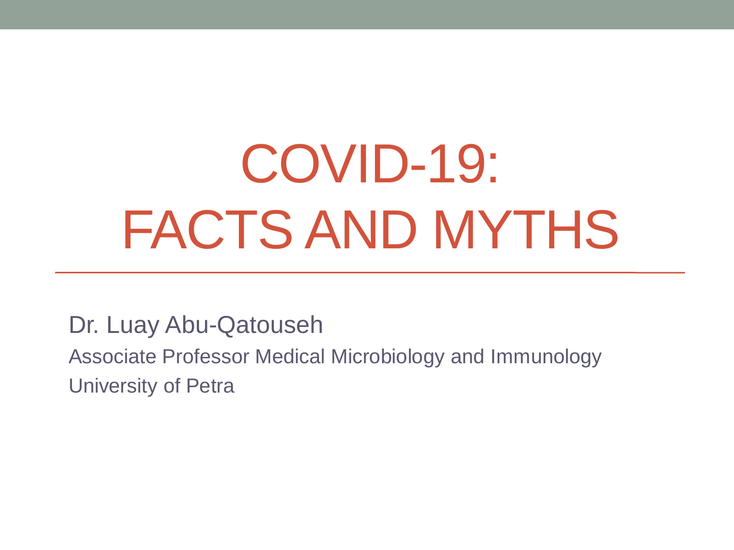# COVID-19: FACTS AND MYTHS

Dr. Luay Abu-Qatouseh

Associate Professor Medical Microbiology and Immunology

University of Petra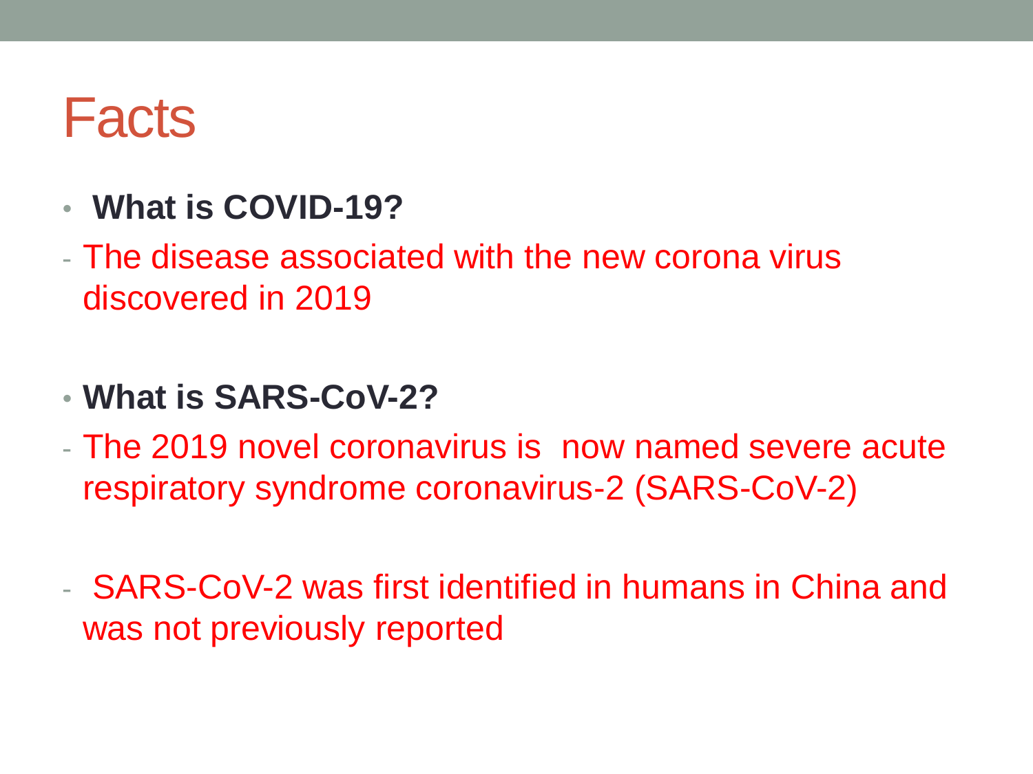# Facts

- **What is COVID-19?**

- The disease associated with the new corona virus discovered in 2019

- **What is SARS-CoV-2?**

- The 2019 novel coronavirus is now named severe acute respiratory syndrome coronavirus-2 (SARS-CoV-2)

- SARS-CoV-2 was first identified in humans in China and was not previously reported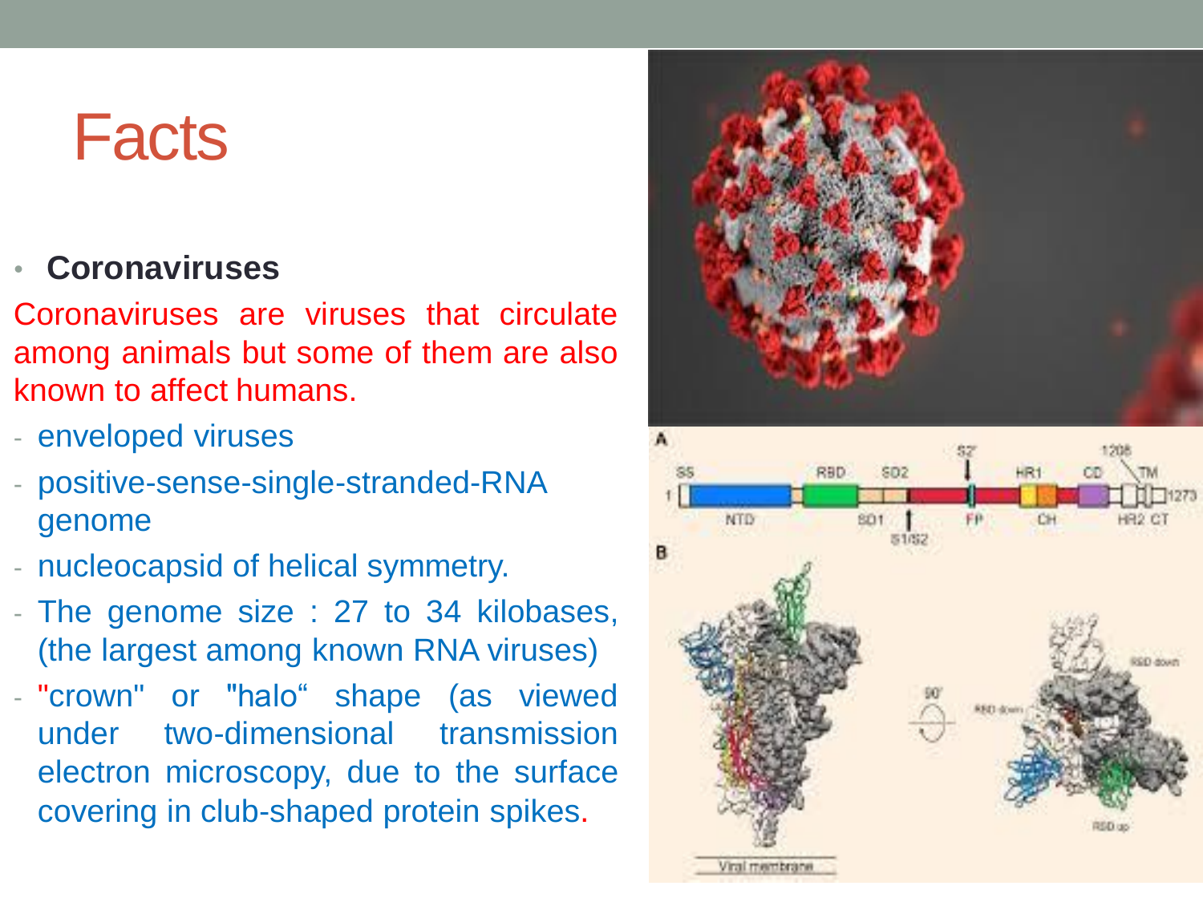# Facts

- **Coronaviruses**

Coronaviruses are viruses that circulate among animals but some of them are also known to affect humans.

- enveloped viruses
- positive-sense-single-stranded-RNA genome
- nucleocapsid of helical symmetry.
- The genome size : 27 to 34 kilobases, (the largest among known RNA viruses)
- "crown" or "halo" shape (as viewed under two-dimensional transmission electron microscopy, due to the surface covering in club-shaped protein spikes.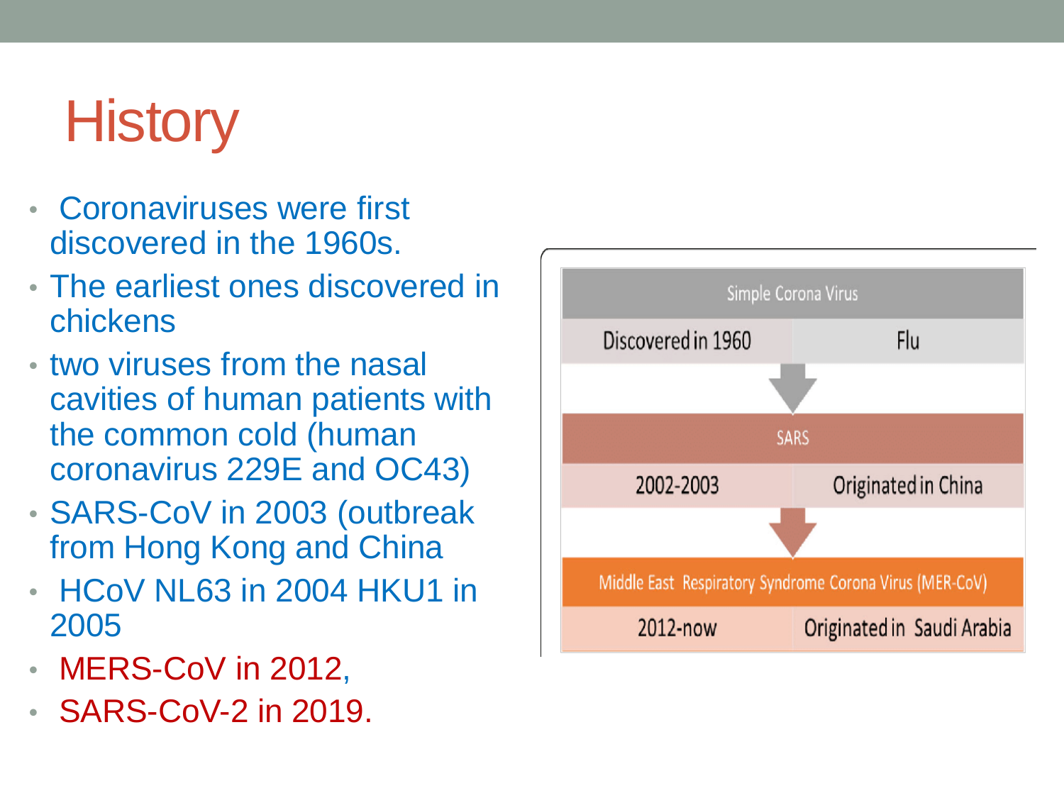# History

- Coronaviruses were first discovered in the 1960s.
- The earliest ones discovered in chickens
- two viruses from the nasal cavities of human patients with the common cold (human coronavirus 229E and OC43)
- SARS-CoV in 2003 (outbreak from Hong Kong and China
- HCoV NL63 in 2004 HKU1 in 2005
- MERS-CoV in 2012,
- SARS-CoV-2 in 2019.

| Simple Corona Virus | |
|---|---|
| Discovered in 1960 | Flu |
| **SARS** | |
| 2002-2003 | Originated in China |
| **Middle East Respiratory Syndrome Corona Virus (MER-CoV)** | |
| 2012-now | Originated in Saudi Arabia |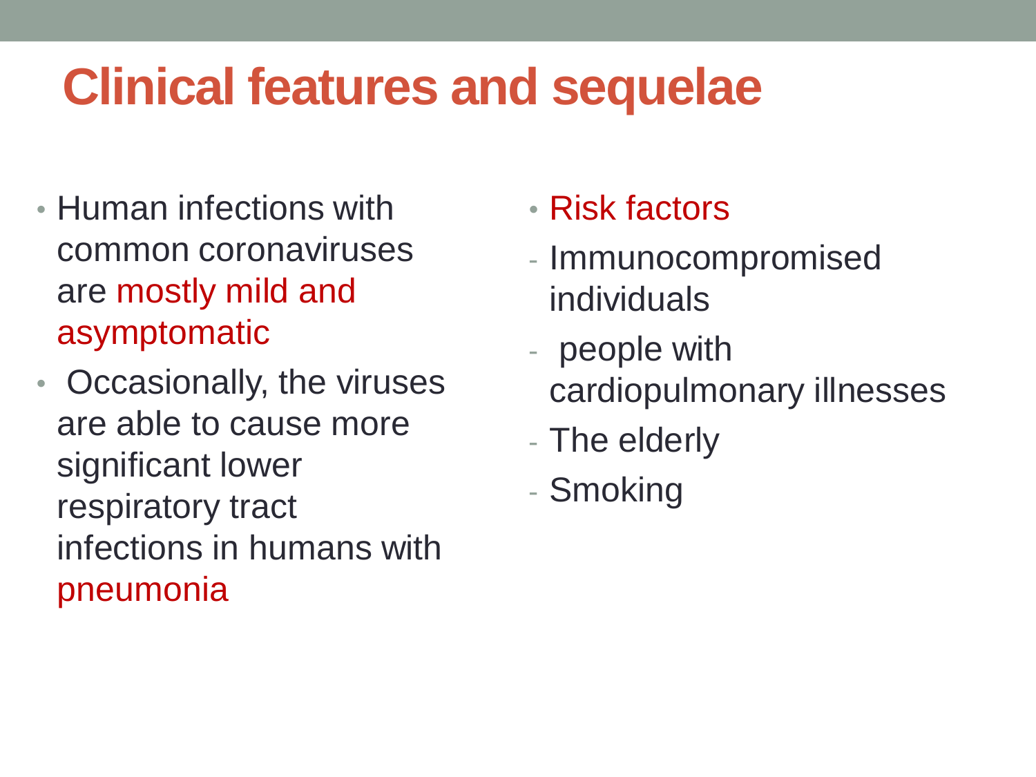# Clinical features and sequelae

- Human infections with common coronaviruses are mostly mild and asymptomatic
- Occasionally, the viruses are able to cause more significant lower respiratory tract infections in humans with pneumonia

- Risk factors
  - Immunocompromised individuals
  - people with cardiopulmonary illnesses
  - The elderly
  - Smoking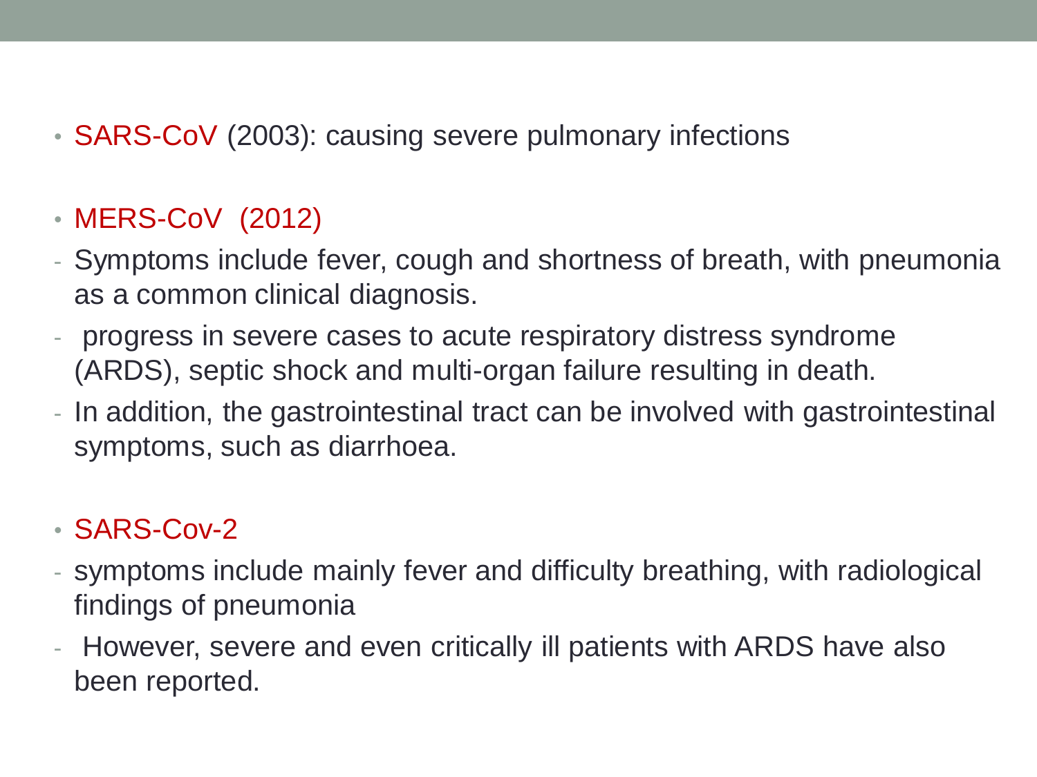- SARS-CoV (2003): causing severe pulmonary infections

- MERS-CoV (2012)

- Symptoms include fever, cough and shortness of breath, with pneumonia as a common clinical diagnosis.
- progress in severe cases to acute respiratory distress syndrome (ARDS), septic shock and multi-organ failure resulting in death.
- In addition, the gastrointestinal tract can be involved with gastrointestinal symptoms, such as diarrhoea.

- SARS-Cov-2

- symptoms include mainly fever and difficulty breathing, with radiological findings of pneumonia
- However, severe and even critically ill patients with ARDS have also been reported.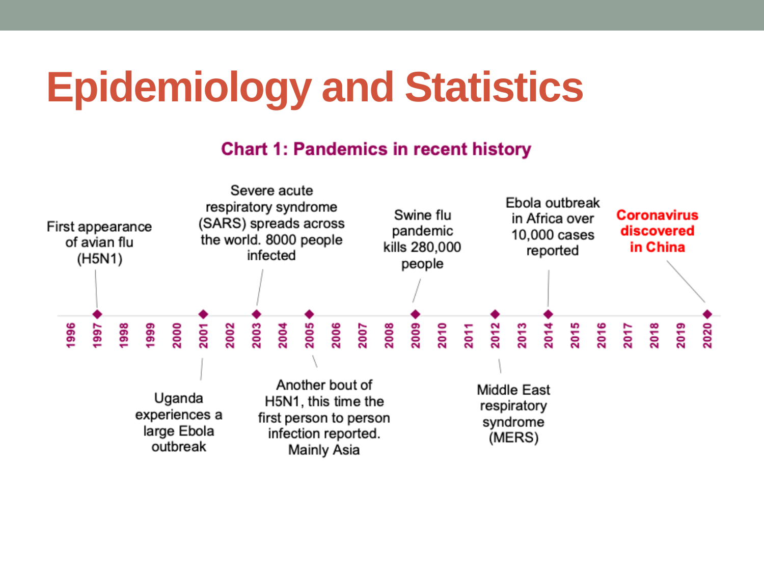# Epidemiology and Statistics

**Chart 1: Pandemics in recent history**

| Year | Event |
|---|---|
| 1997 | First appearance of avian flu (H5N1) |
| 2001 | Uganda experiences a large Ebola outbreak |
| 2003 | Severe acute respiratory syndrome (SARS) spreads across the world. 8000 people infected |
| 2005 | Another bout of H5N1, this time the first person to person infection reported. Mainly Asia |
| 2009 | Swine flu pandemic kills 280,000 people |
| 2012 | Middle East respiratory syndrome (MERS) |
| 2014 | Ebola outbreak in Africa over 10,000 cases reported |
| 2020 | **Coronavirus discovered in China** |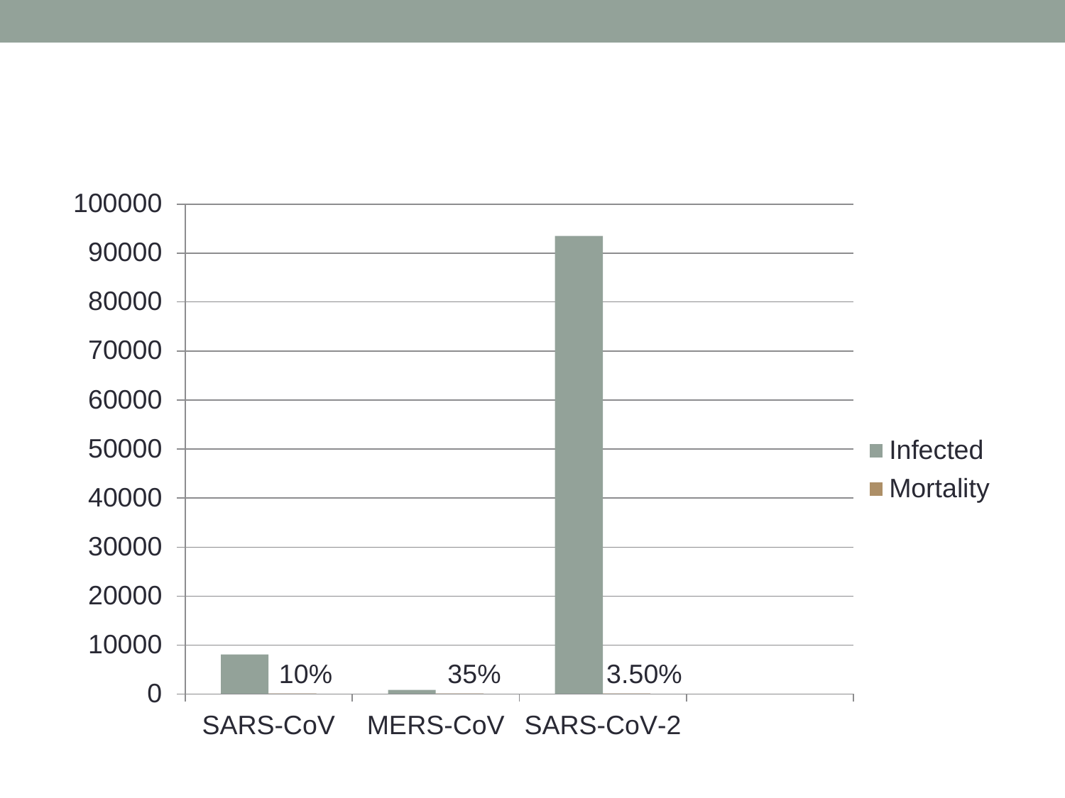| | Mortality |
|---|---|
| SARS-CoV | 10% |
| MERS-CoV | 35% |
| SARS-CoV-2 | 3.50% |

Legend: Infected, Mortality

Y-axis: 0, 10000, 20000, 30000, 40000, 50000, 60000, 70000, 80000, 90000, 100000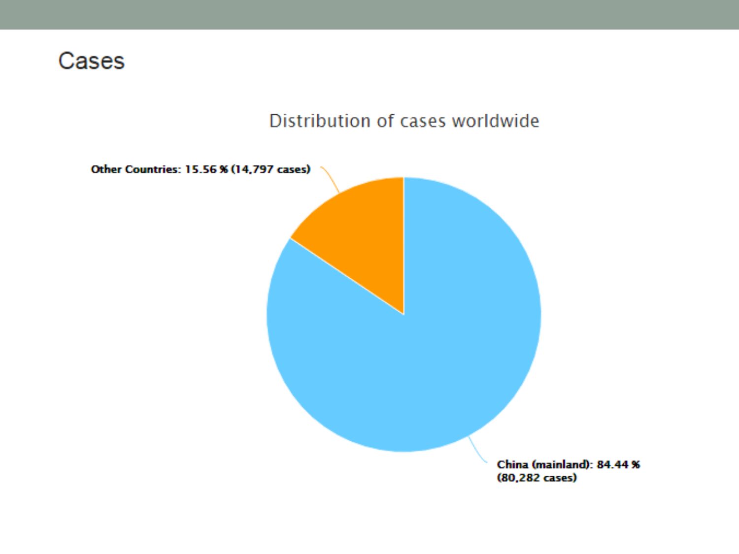# Cases

Distribution of cases worldwide

Other Countries: 15.56 % (14,797 cases)

China (mainland): 84.44 % (80,282 cases)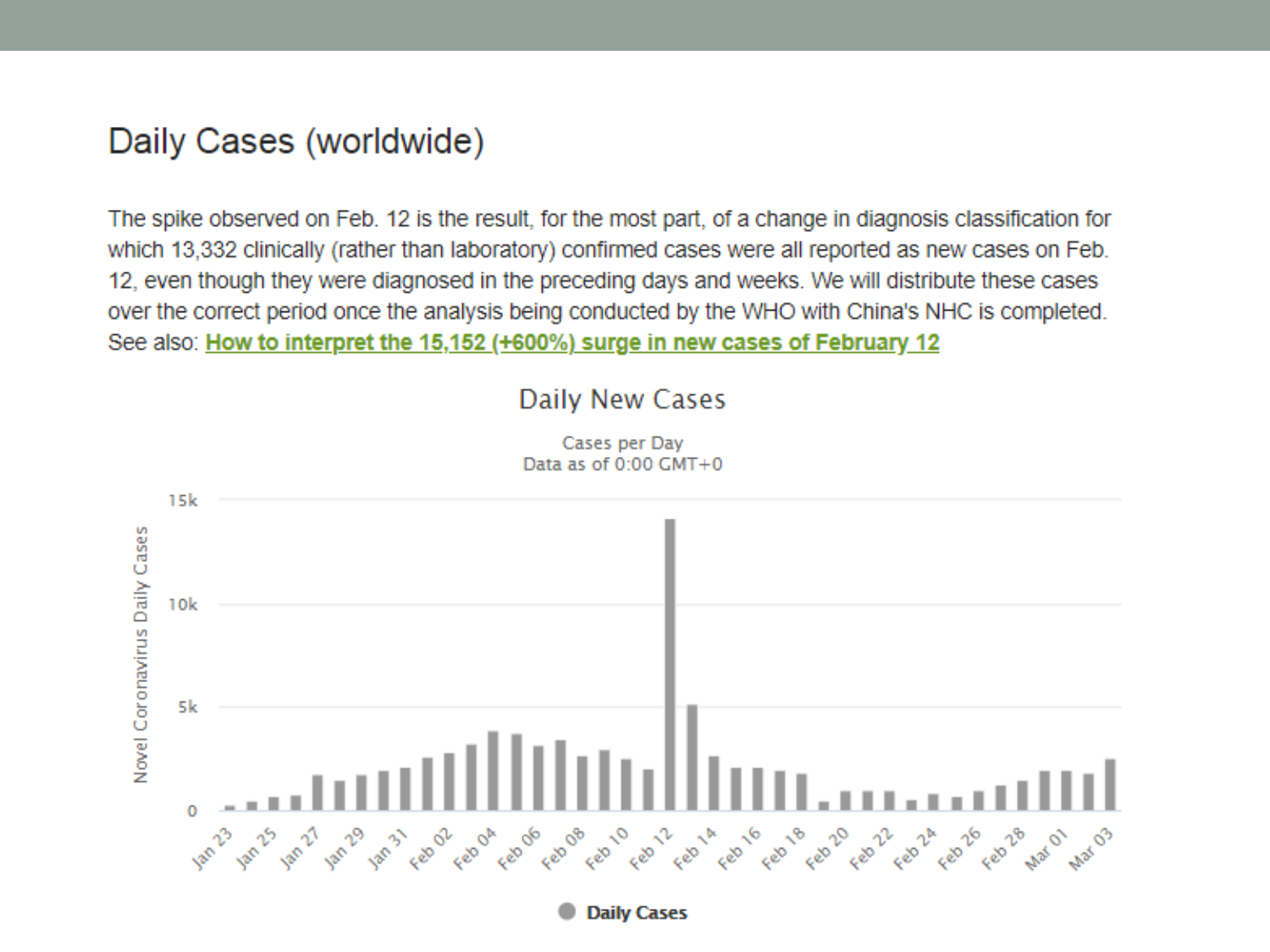# Daily Cases (worldwide)

The spike observed on Feb. 12 is the result, for the most part, of a change in diagnosis classification for which 13,332 clinically (rather than laboratory) confirmed cases were all reported as new cases on Feb. 12, even though they were diagnosed in the preceding days and weeks. We will distribute these cases over the correct period once the analysis being conducted by the WHO with China's NHC is completed. See also: **How to interpret the 15,152 (+600%) surge in new cases of February 12**

Daily New Cases

Cases per Day
Data as of 0:00 GMT+0

Novel Coronavirus Daily Cases

15k, 10k, 5k, 0

Jan 23, Jan 25, Jan 27, Jan 29, Jan 31, Feb 02, Feb 04, Feb 06, Feb 08, Feb 10, Feb 12, Feb 14, Feb 16, Feb 18, Feb 20, Feb 22, Feb 24, Feb 26, Feb 28, Mar 01, Mar 03

Daily Cases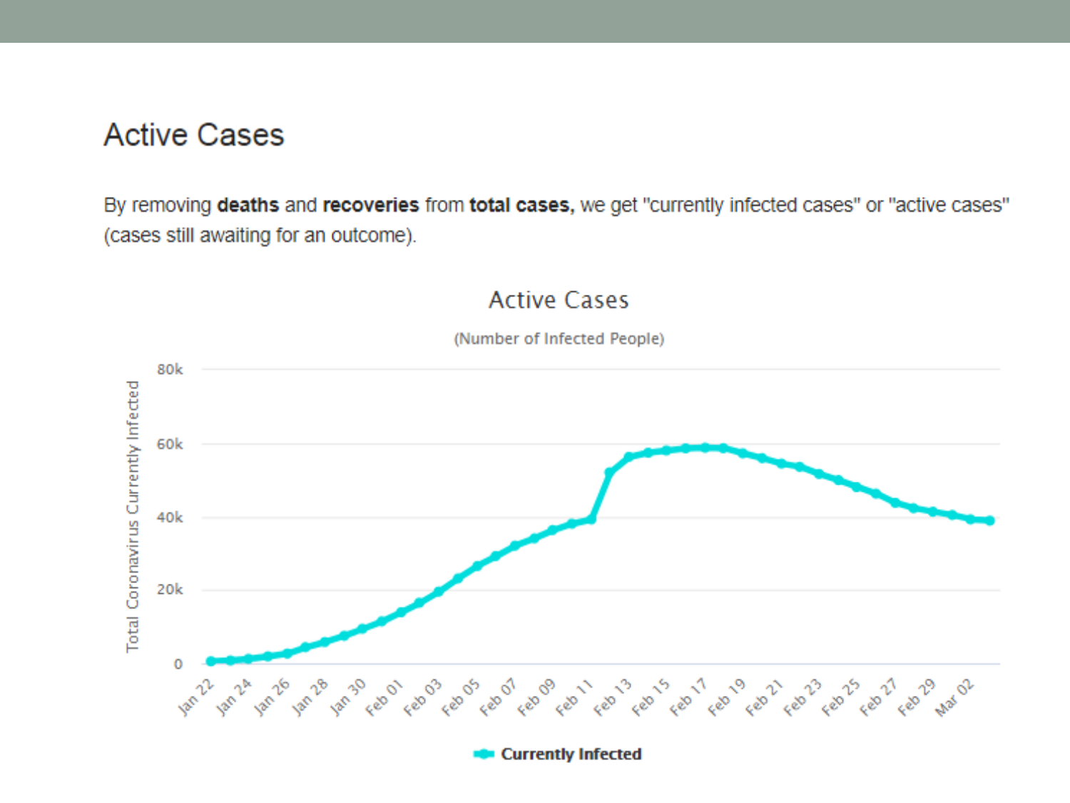# Active Cases

By removing **deaths** and **recoveries** from **total cases,** we get "currently infected cases" or "active cases" (cases still awaiting for an outcome).

Active Cases

(Number of Infected People)

Total Coronavirus Currently Infected

80k
60k
40k
20k
0

Jan 22, Jan 24, Jan 26, Jan 28, Jan 30, Feb 01, Feb 03, Feb 05, Feb 07, Feb 09, Feb 11, Feb 13, Feb 15, Feb 17, Feb 19, Feb 21, Feb 23, Feb 25, Feb 27, Feb 29, Mar 02

Currently Infected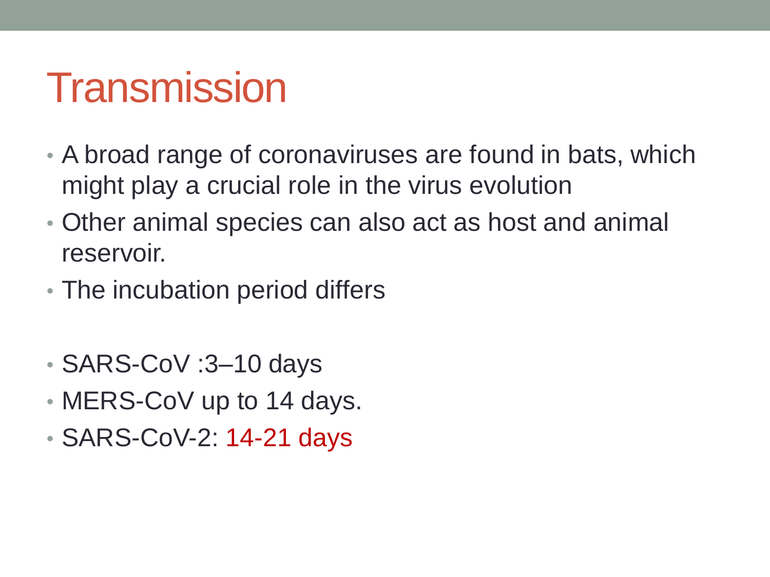# Transmission

- A broad range of coronaviruses are found in bats, which might play a crucial role in the virus evolution
- Other animal species can also act as host and animal reservoir.
- The incubation period differs

- SARS-CoV :3–10 days
- MERS-CoV up to 14 days.
- SARS-CoV-2: 14-21 days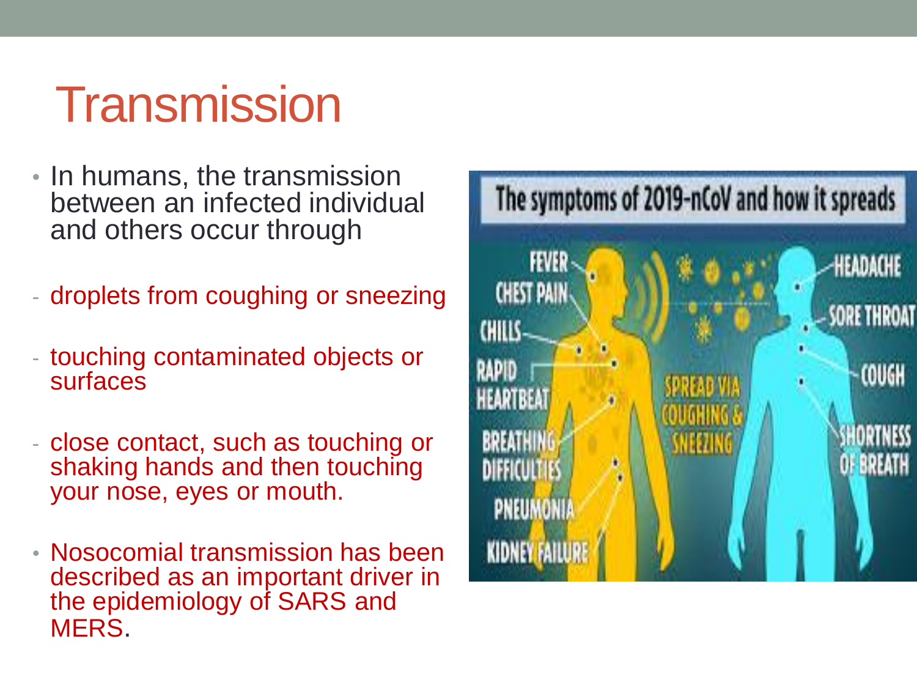# Transmission

- In humans, the transmission between an infected individual and others occur through
  - droplets from coughing or sneezing
  - touching contaminated objects or surfaces
  - close contact, such as touching or shaking hands and then touching your nose, eyes or mouth.
- Nosocomial transmission has been described as an important driver in the epidemiology of SARS and MERS.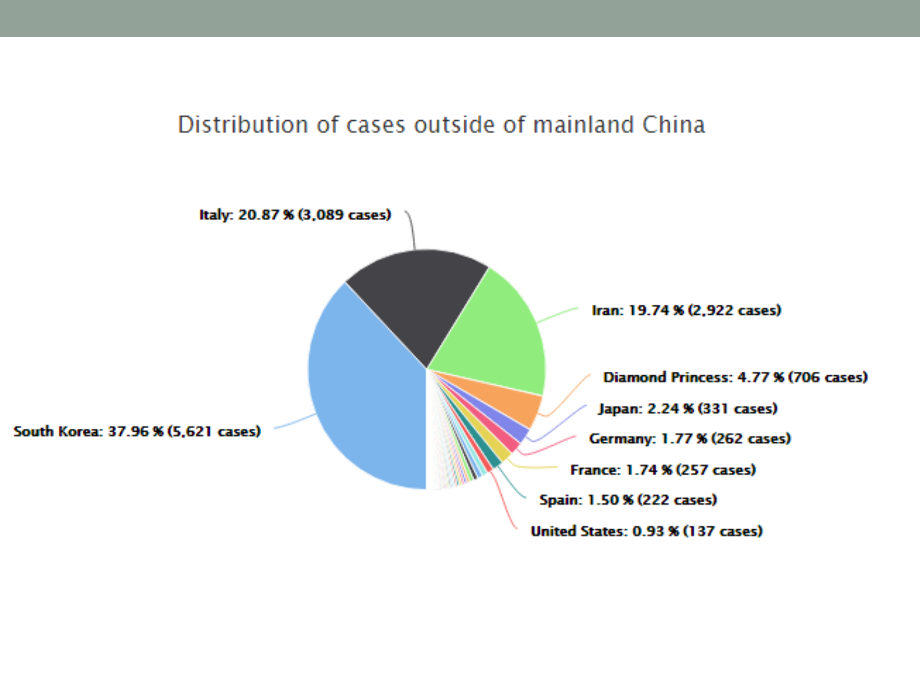## Distribution of cases outside of mainland China

- Italy: 20.87 % (3,089 cases)
- Iran: 19.74 % (2,922 cases)
- Diamond Princess: 4.77 % (706 cases)
- Japan: 2.24 % (331 cases)
- Germany: 1.77 % (262 cases)
- France: 1.74 % (257 cases)
- Spain: 1.50 % (222 cases)
- United States: 0.93 % (137 cases)
- South Korea: 37.96 % (5,621 cases)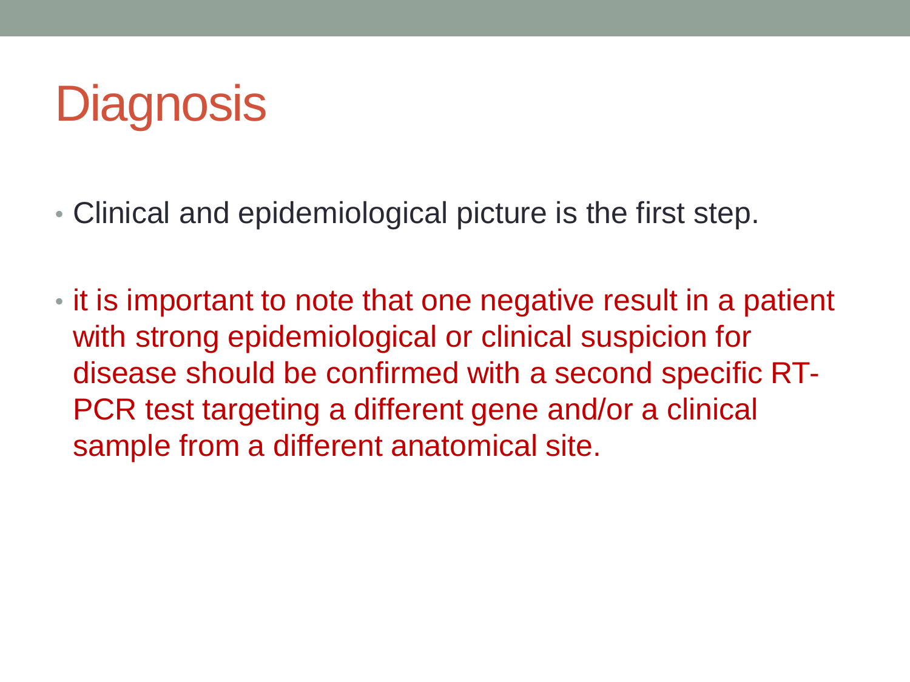# Diagnosis

- Clinical and epidemiological picture is the first step.
- it is important to note that one negative result in a patient with strong epidemiological or clinical suspicion for disease should be confirmed with a second specific RT-PCR test targeting a different gene and/or a clinical sample from a different anatomical site.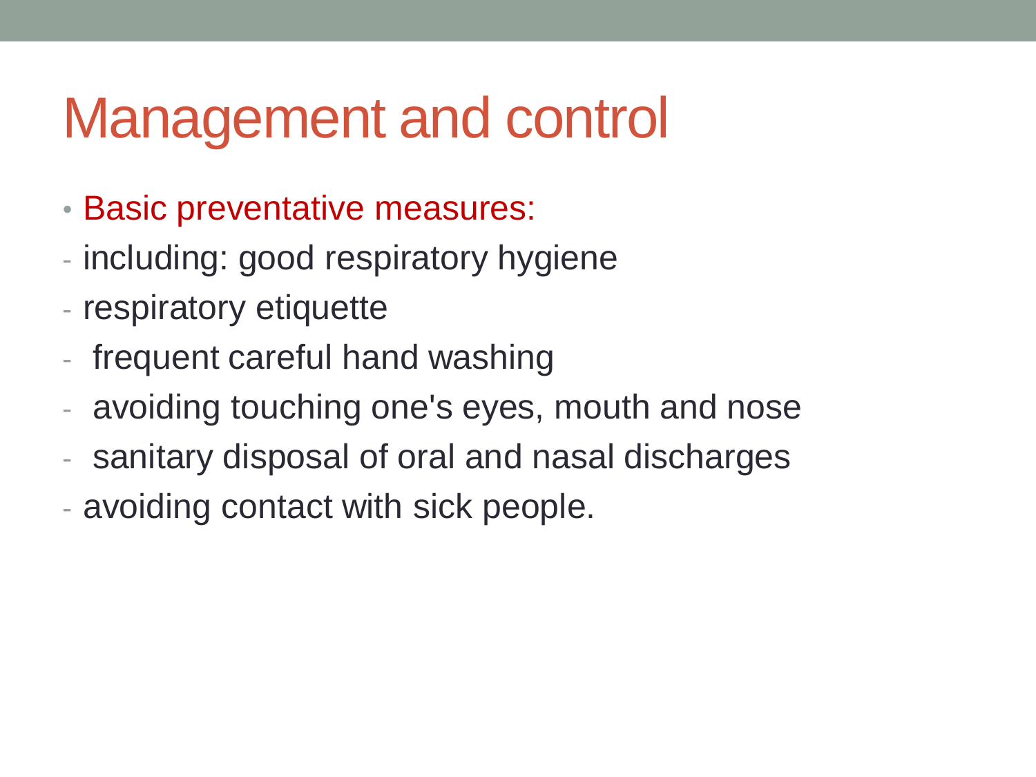# Management and control

- Basic preventative measures:

- including: good respiratory hygiene
- respiratory etiquette
- frequent careful hand washing
- avoiding touching one's eyes, mouth and nose
- sanitary disposal of oral and nasal discharges
- avoiding contact with sick people.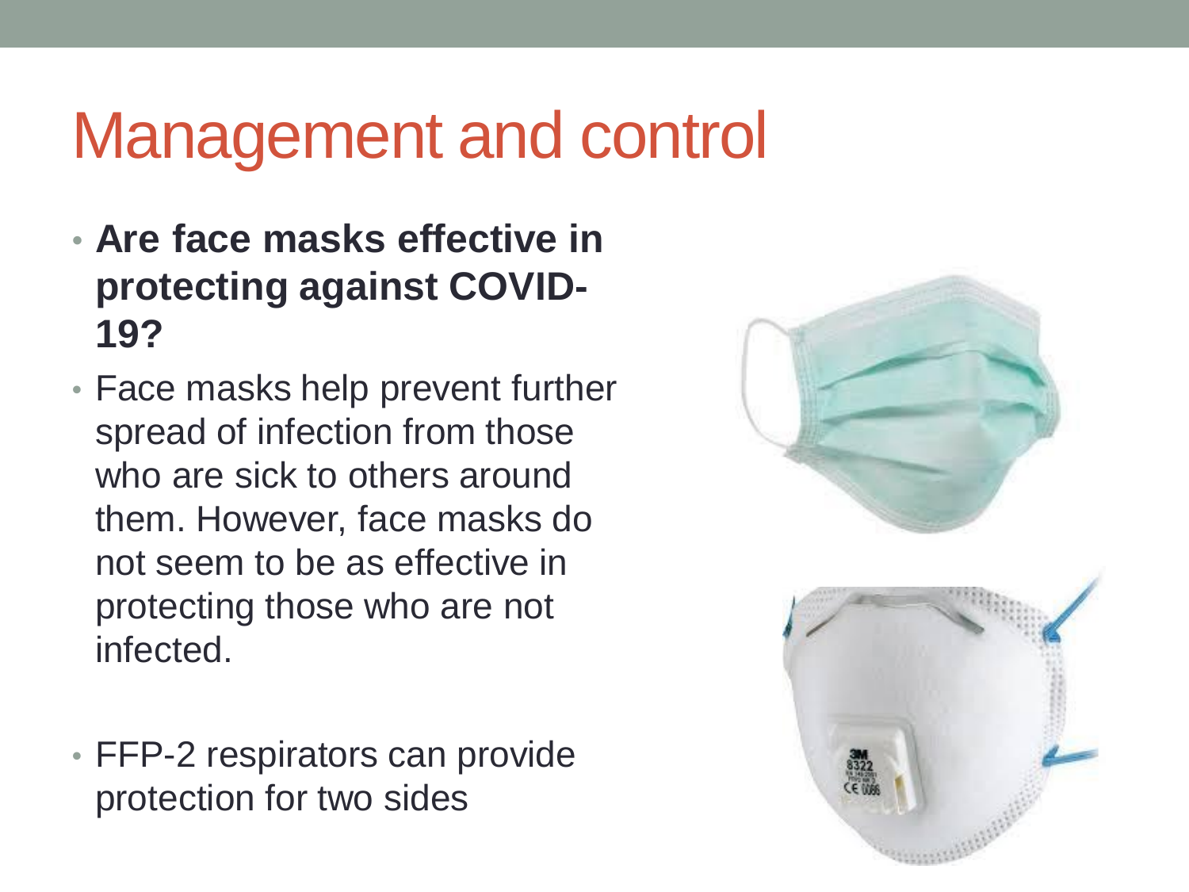# Management and control

- **Are face masks effective in protecting against COVID-19?**
- Face masks help prevent further spread of infection from those who are sick to others around them. However, face masks do not seem to be as effective in protecting those who are not infected.
- FFP-2 respirators can provide protection for two sides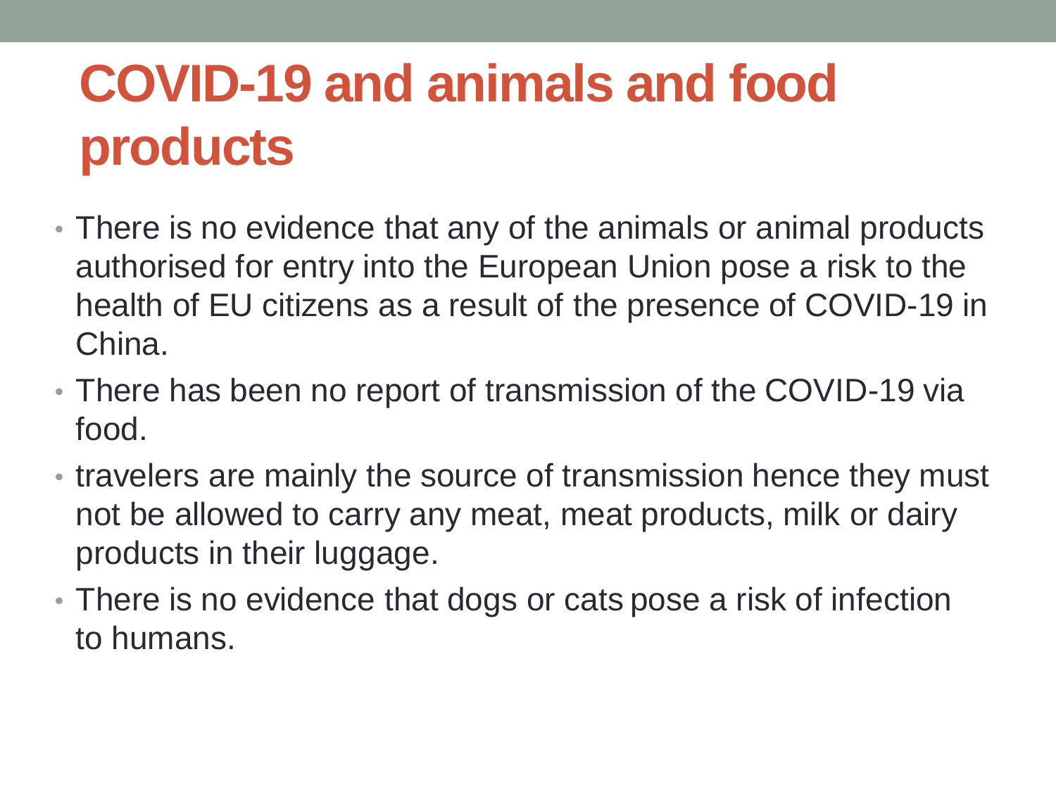# COVID-19 and animals and food products

- There is no evidence that any of the animals or animal products authorised for entry into the European Union pose a risk to the health of EU citizens as a result of the presence of COVID-19 in China.
- There has been no report of transmission of the COVID-19 via food.
- travelers are mainly the source of transmission hence they must not be allowed to carry any meat, meat products, milk or dairy products in their luggage.
- There is no evidence that dogs or cats pose a risk of infection to humans.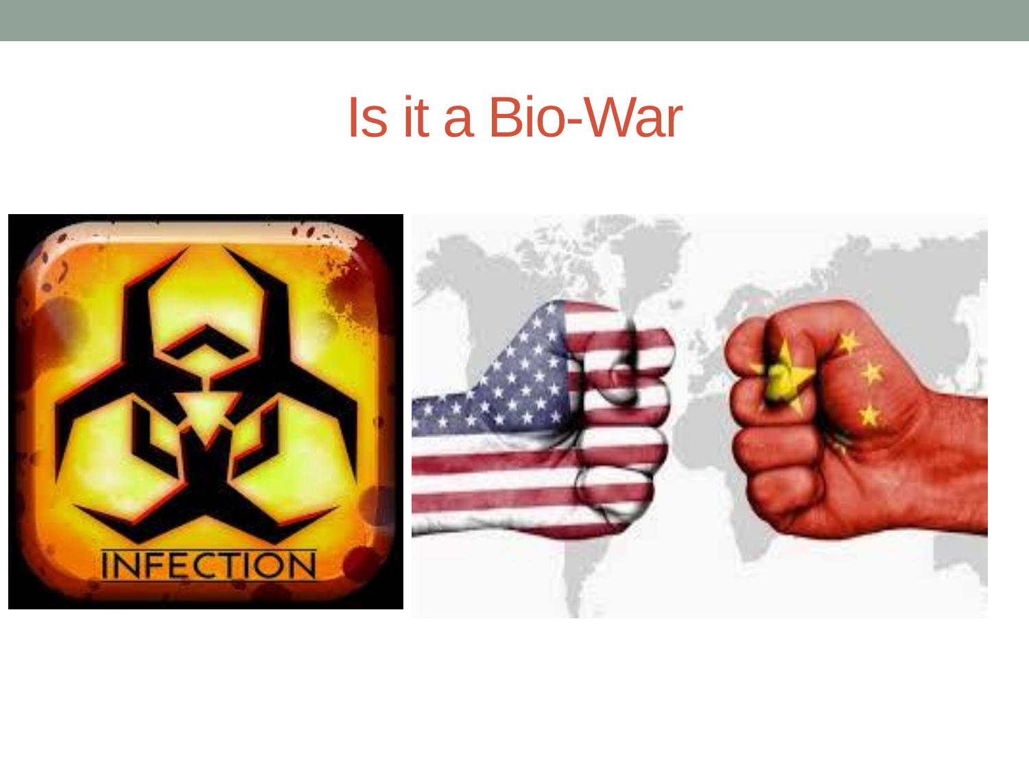# Is it a Bio-War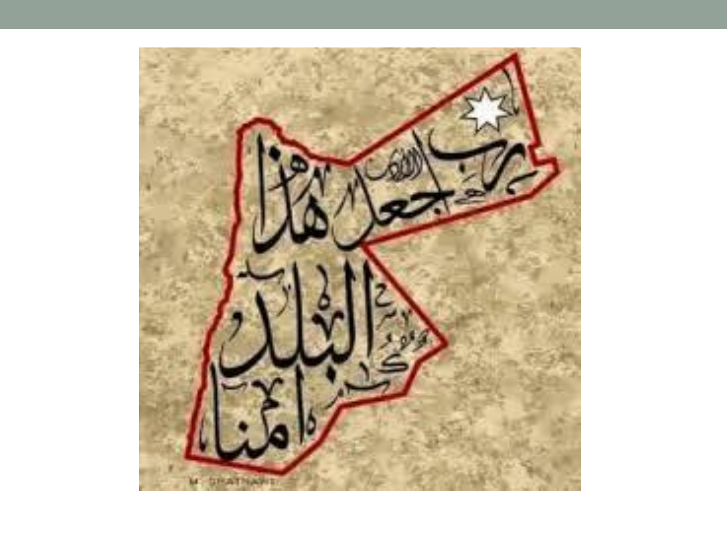رب اجعل هذا البلد آمنا